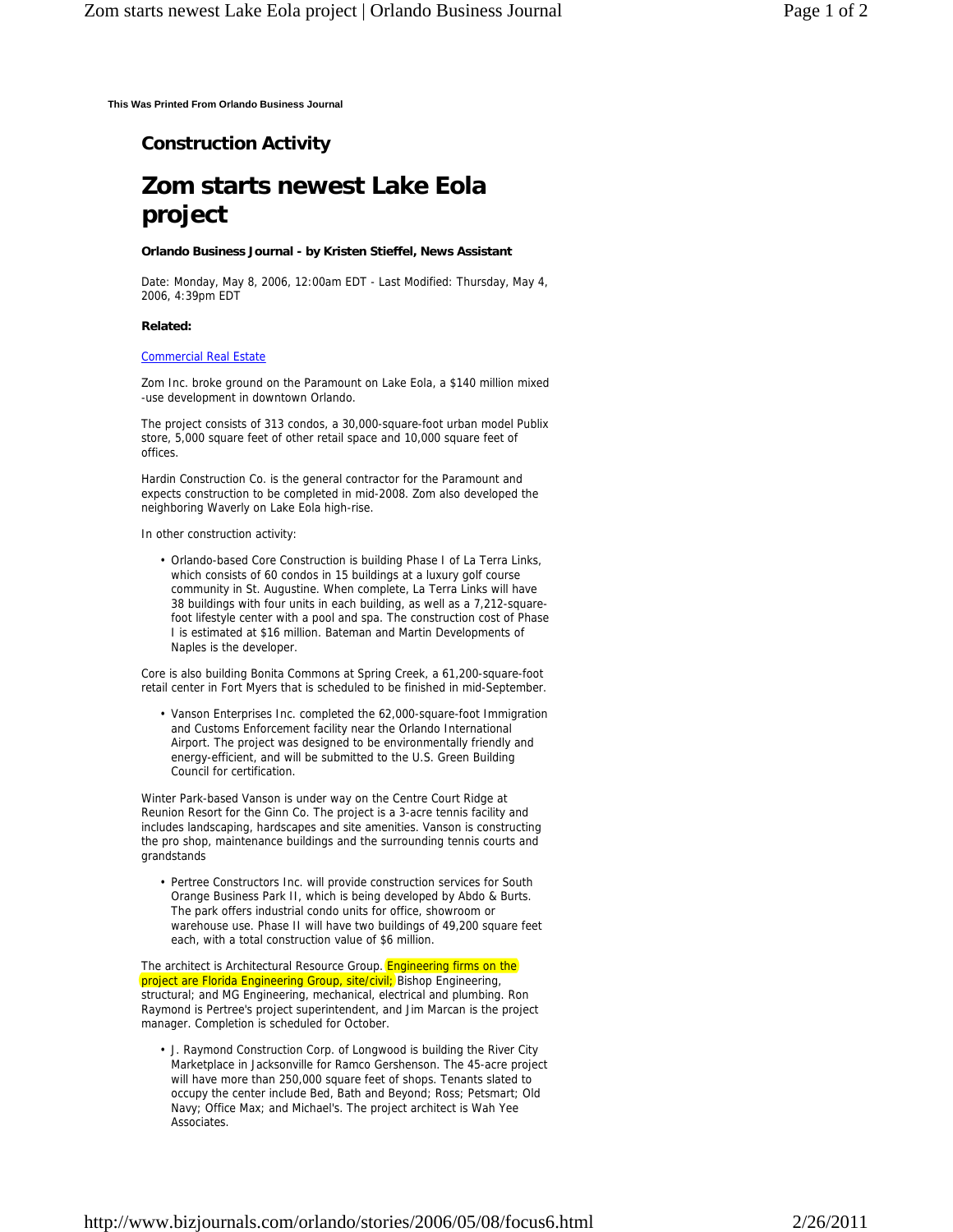This Was Printed From Orlando Business Journal

**Construction Activity**

# Zom starts newest Lake Eola project

**Orlando Business Journal - by Kristen Stieffel, News Assistant**

Date: Monday, May 8, 2006, 12:00am EDT - Last Modified: Thursday, May 4, 2006, 4:39pm EDT

**Related:**

Commercial Real Estate

Zom Inc. broke ground on the Paramount on Lake Eola, a $140 million mixed -use development in downtown Orlando.

The project consists of 313 condos, a 30,000-square-foot urban model Publix store, 5,000 square feet of other retail space and 10,000 square feet of offices.

Hardin Construction Co. is the general contractor for the Paramount and expects construction to be completed in mid-2008. Zom also developed the neighboring Waverly on Lake Eola high-rise.

In other construction activity:

- Orlando-based Core Construction is building Phase I of La Terra Links, which consists of 60 condos in 15 buildings at a luxury golf course community in St. Augustine. When complete, La Terra Links will have 38 buildings with four units in each building, as well as a 7,212-square-foot lifestyle center with a pool and spa. The construction cost of Phase I is estimated at $16 million. Bateman and Martin Developments of Naples is the developer.

Core is also building Bonita Commons at Spring Creek, a 61,200-square-foot retail center in Fort Myers that is scheduled to be finished in mid-September.

- Vanson Enterprises Inc. completed the 62,000-square-foot Immigration and Customs Enforcement facility near the Orlando International Airport. The project was designed to be environmentally friendly and energy-efficient, and will be submitted to the U.S. Green Building Council for certification.

Winter Park-based Vanson is under way on the Centre Court Ridge at Reunion Resort for the Ginn Co. The project is a 3-acre tennis facility and includes landscaping, hardscapes and site amenities. Vanson is constructing the pro shop, maintenance buildings and the surrounding tennis courts and grandstands

- Pertree Constructors Inc. will provide construction services for South Orange Business Park II, which is being developed by Abdo & Burts. The park offers industrial condo units for office, showroom or warehouse use. Phase II will have two buildings of 49,200 square feet each, with a total construction value of $6 million.

The architect is Architectural Resource Group. Engineering firms on the project are Florida Engineering Group, site/civil; Bishop Engineering, structural; and MG Engineering, mechanical, electrical and plumbing. Ron Raymond is Pertree's project superintendent, and Jim Marcan is the project manager. Completion is scheduled for October.

- J. Raymond Construction Corp. of Longwood is building the River City Marketplace in Jacksonville for Ramco Gershenson. The 45-acre project will have more than 250,000 square feet of shops. Tenants slated to occupy the center include Bed, Bath and Beyond; Ross; Petsmart; Old Navy; Office Max; and Michael's. The project architect is Wah Yee Associates.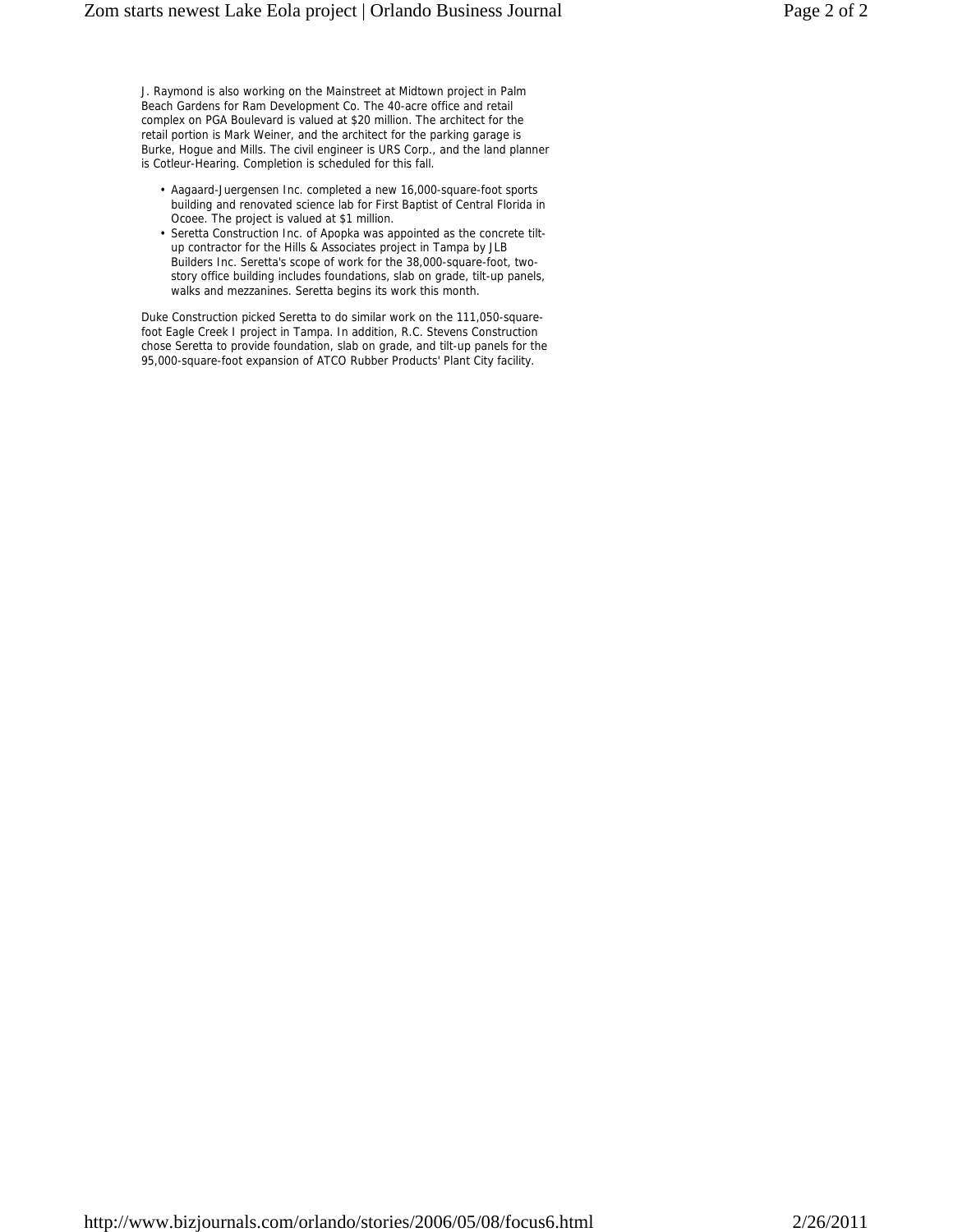J. Raymond is also working on the Mainstreet at Midtown project in Palm Beach Gardens for Ram Development Co. The 40-acre office and retail complex on PGA Boulevard is valued at $20 million. The architect for the retail portion is Mark Weiner, and the architect for the parking garage is Burke, Hogue and Mills. The civil engineer is URS Corp., and the land planner is Cotleur-Hearing. Completion is scheduled for this fall.

- Aagaard-Juergensen Inc. completed a new 16,000-square-foot sports building and renovated science lab for First Baptist of Central Florida in Ocoee. The project is valued at $1 million.
- Seretta Construction Inc. of Apopka was appointed as the concrete tilt-up contractor for the Hills & Associates project in Tampa by JLB Builders Inc. Seretta's scope of work for the 38,000-square-foot, two-story office building includes foundations, slab on grade, tilt-up panels, walks and mezzanines. Seretta begins its work this month.

Duke Construction picked Seretta to do similar work on the 111,050-square-foot Eagle Creek I project in Tampa. In addition, R.C. Stevens Construction chose Seretta to provide foundation, slab on grade, and tilt-up panels for the 95,000-square-foot expansion of ATCO Rubber Products' Plant City facility.